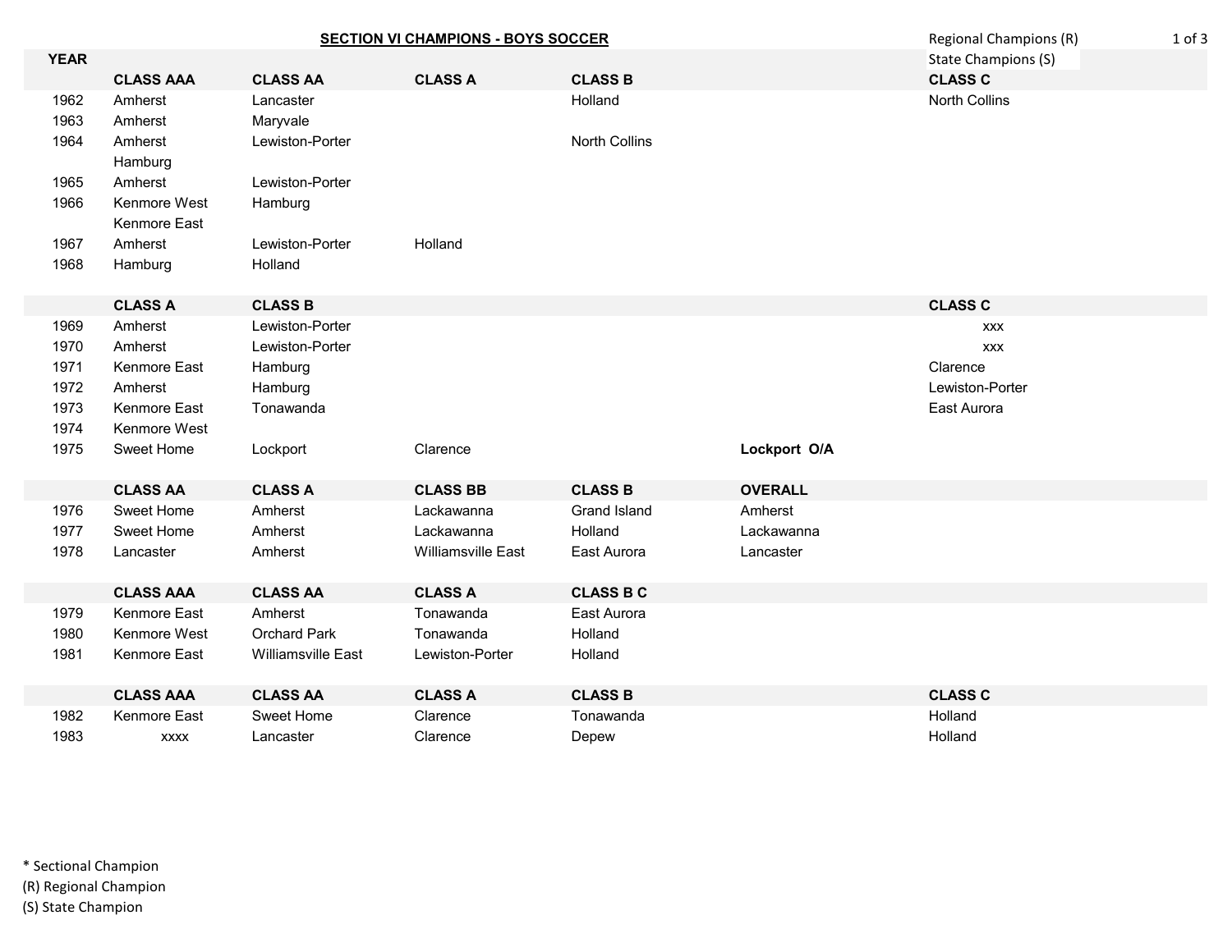# SECTION VI CHAMPIONS - BOYS SOCCER

Regional Champions (R)
State Champions (S)

| YEAR | | | | | | |
|---|---|---|---|---|---|---|
| | **CLASS AAA** | **CLASS AA** | **CLASS A** | **CLASS B** | | **CLASS C** |
| 1962 | Amherst | Lancaster | | Holland | | North Collins |
| 1963 | Amherst | Maryvale | | | | |
| 1964 | Amherst | Lewiston-Porter | | North Collins | | |
| | Hamburg | | | | | |
| 1965 | Amherst | Lewiston-Porter | | | | |
| 1966 | Kenmore West | Hamburg | | | | |
| | Kenmore East | | | | | |
| 1967 | Amherst | Lewiston-Porter | Holland | | | |
| 1968 | Hamburg | Holland | | | | |
| | | | | | | |
| | **CLASS A** | **CLASS B** | | | | **CLASS C** |
| 1969 | Amherst | Lewiston-Porter | | | | xxx |
| 1970 | Amherst | Lewiston-Porter | | | | xxx |
| 1971 | Kenmore East | Hamburg | | | | Clarence |
| 1972 | Amherst | Hamburg | | | | Lewiston-Porter |
| 1973 | Kenmore East | Tonawanda | | | | East Aurora |
| 1974 | Kenmore West | | | | | |
| 1975 | Sweet Home | Lockport | Clarence | | **Lockport O/A** | |
| | | | | | | |
| | **CLASS AA** | **CLASS A** | **CLASS BB** | **CLASS B** | **OVERALL** | |
| 1976 | Sweet Home | Amherst | Lackawanna | Grand Island | Amherst | |
| 1977 | Sweet Home | Amherst | Lackawanna | Holland | Lackawanna | |
| 1978 | Lancaster | Amherst | Williamsville East | East Aurora | Lancaster | |
| | | | | | | |
| | **CLASS AAA** | **CLASS AA** | **CLASS A** | **CLASS B C** | | |
| 1979 | Kenmore East | Amherst | Tonawanda | East Aurora | | |
| 1980 | Kenmore West | Orchard Park | Tonawanda | Holland | | |
| 1981 | Kenmore East | Williamsville East | Lewiston-Porter | Holland | | |
| | | | | | | |
| | **CLASS AAA** | **CLASS AA** | **CLASS A** | **CLASS B** | | **CLASS C** |
| 1982 | Kenmore East | Sweet Home | Clarence | Tonawanda | | Holland |
| 1983 | xxxx | Lancaster | Clarence | Depew | | Holland |

* Sectional Champion
(R) Regional Champion
(S) State Champion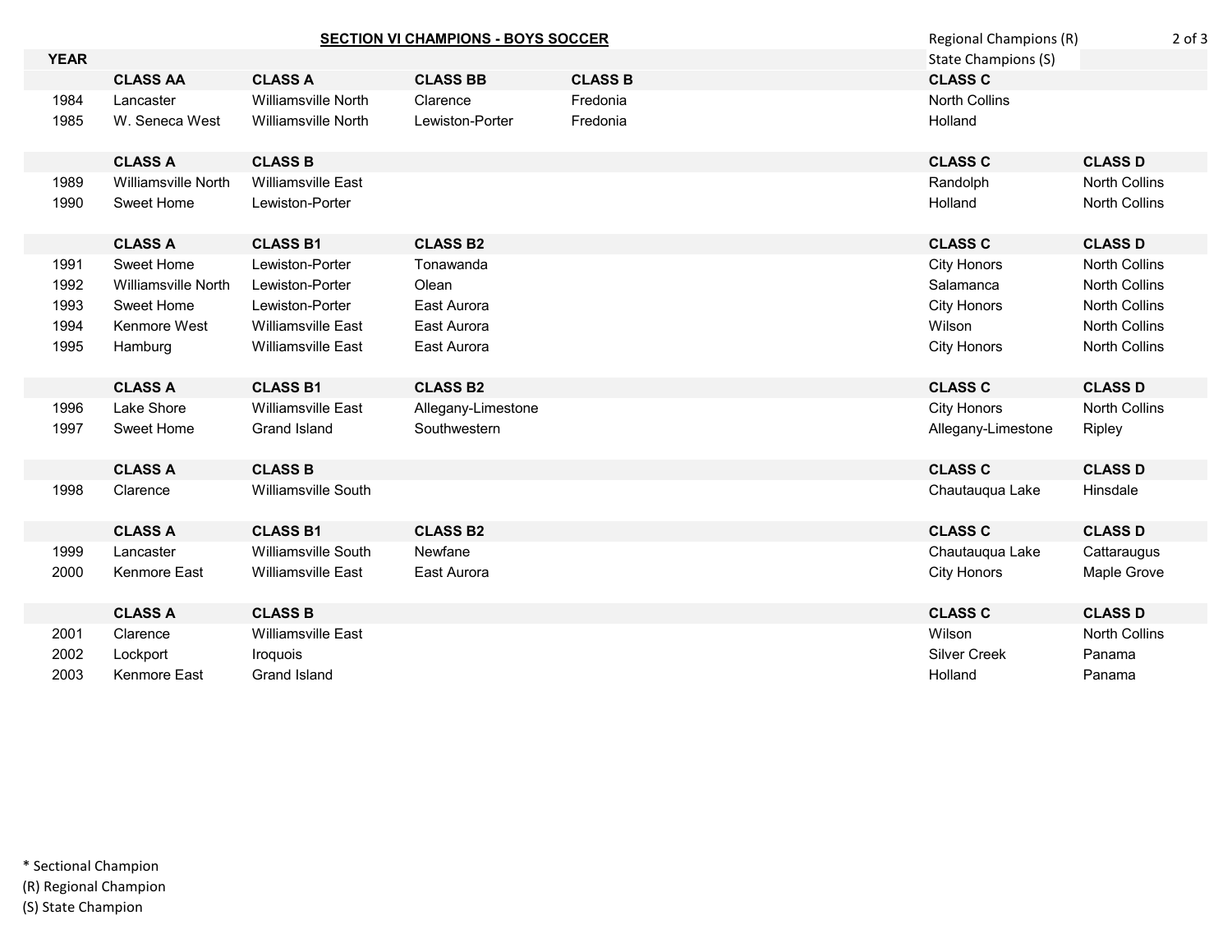## SECTION VI CHAMPIONS - BOYS SOCCER

Regional Champions (R)
State Champions (S)

| YEAR | | | | | CLASS C | |
|---|---|---|---|---|---|---|
| | CLASS AA | CLASS A | CLASS BB | CLASS B | CLASS C | |
| 1984 | Lancaster | Williamsville North | Clarence | Fredonia | North Collins | |
| 1985 | W. Seneca West | Williamsville North | Lewiston-Porter | Fredonia | Holland | |
| | | | | | | |
| | CLASS A | CLASS B | | | CLASS C | CLASS D |
| 1989 | Williamsville North | Williamsville East | | | Randolph | North Collins |
| 1990 | Sweet Home | Lewiston-Porter | | | Holland | North Collins |
| | | | | | | |
| | CLASS A | CLASS B1 | CLASS B2 | | CLASS C | CLASS D |
| 1991 | Sweet Home | Lewiston-Porter | Tonawanda | | City Honors | North Collins |
| 1992 | Williamsville North | Lewiston-Porter | Olean | | Salamanca | North Collins |
| 1993 | Sweet Home | Lewiston-Porter | East Aurora | | City Honors | North Collins |
| 1994 | Kenmore West | Williamsville East | East Aurora | | Wilson | North Collins |
| 1995 | Hamburg | Williamsville East | East Aurora | | City Honors | North Collins |
| | | | | | | |
| | CLASS A | CLASS B1 | CLASS B2 | | CLASS C | CLASS D |
| 1996 | Lake Shore | Williamsville East | Allegany-Limestone | | City Honors | North Collins |
| 1997 | Sweet Home | Grand Island | Southwestern | | Allegany-Limestone | Ripley |
| | | | | | | |
| | CLASS A | CLASS B | | | CLASS C | CLASS D |
| 1998 | Clarence | Williamsville South | | | Chautauqua Lake | Hinsdale |
| | | | | | | |
| | CLASS A | CLASS B1 | CLASS B2 | | CLASS C | CLASS D |
| 1999 | Lancaster | Williamsville South | Newfane | | Chautauqua Lake | Cattaraugus |
| 2000 | Kenmore East | Williamsville East | East Aurora | | City Honors | Maple Grove |
| | | | | | | |
| | CLASS A | CLASS B | | | CLASS C | CLASS D |
| 2001 | Clarence | Williamsville East | | | Wilson | North Collins |
| 2002 | Lockport | Iroquois | | | Silver Creek | Panama |
| 2003 | Kenmore East | Grand Island | | | Holland | Panama |

\* Sectional Champion
(R) Regional Champion
(S) State Champion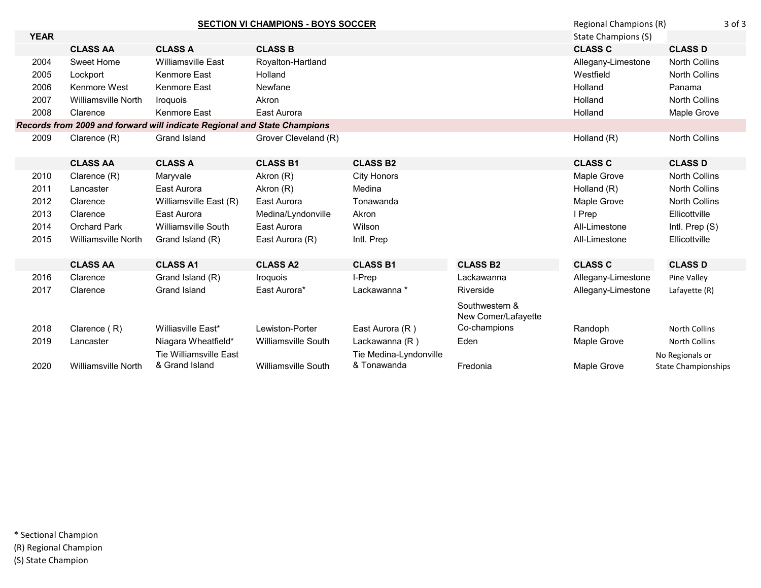## SECTION VI CHAMPIONS - BOYS SOCCER

Regional Champions (R)
State Champions (S)

| YEAR | CLASS AA | CLASS A | CLASS B | | | CLASS C | CLASS D |
|---|---|---|---|---|---|---|---|
| 2004 | Sweet Home | Williamsville East | Royalton-Hartland | | | Allegany-Limestone | North Collins |
| 2005 | Lockport | Kenmore East | Holland | | | Westfield | North Collins |
| 2006 | Kenmore West | Kenmore East | Newfane | | | Holland | Panama |
| 2007 | Williamsville North | Iroquois | Akron | | | Holland | North Collins |
| 2008 | Clarence | Kenmore East | East Aurora | | | Holland | Maple Grove |
| ***Records from 2009 and forward will indicate Regional and State Champions*** | | | | | | | |
| 2009 | Clarence (R) | Grand Island | Grover Cleveland (R) | | | Holland (R) | North Collins |
| | **CLASS AA** | **CLASS A** | **CLASS B1** | **CLASS B2** | | **CLASS C** | **CLASS D** |
| 2010 | Clarence (R) | Maryvale | Akron (R) | City Honors | | Maple Grove | North Collins |
| 2011 | Lancaster | East Aurora | Akron (R) | Medina | | Holland (R) | North Collins |
| 2012 | Clarence | Williamsville East (R) | East Aurora | Tonawanda | | Maple Grove | North Collins |
| 2013 | Clarence | East Aurora | Medina/Lyndonville | Akron | | I Prep | Ellicottville |
| 2014 | Orchard Park | Williamsville South | East Aurora | Wilson | | All-Limestone | Intl. Prep (S) |
| 2015 | Williamsville North | Grand Island (R) | East Aurora (R) | Intl. Prep | | All-Limestone | Ellicottville |
| | **CLASS AA** | **CLASS A1** | **CLASS A2** | **CLASS B1** | **CLASS B2** | **CLASS C** | **CLASS D** |
| 2016 | Clarence | Grand Island (R) | Iroquois | I-Prep | Lackawanna | Allegany-Limestone | Pine Valley |
| 2017 | Clarence | Grand Island | East Aurora* | Lackawanna * | Riverside | Allegany-Limestone | Lafayette (R) |
| 2018 | Clarence ( R) | Williasville East* | Lewiston-Porter | East Aurora (R ) | Southwestern & New Comer/Lafayette Co-champions | Randoph | North Collins |
| 2019 | Lancaster | Niagara Wheatfield* | Williamsville South | Lackawanna (R ) | Eden | Maple Grove | North Collins |
| 2020 | Williamsville North | Tie Williamsville East & Grand Island | Williamsville South | Tie Medina-Lyndonville & Tonawanda | Fredonia | Maple Grove | No Regionals or State Championships |

\* Sectional Champion
(R) Regional Champion
(S) State Champion